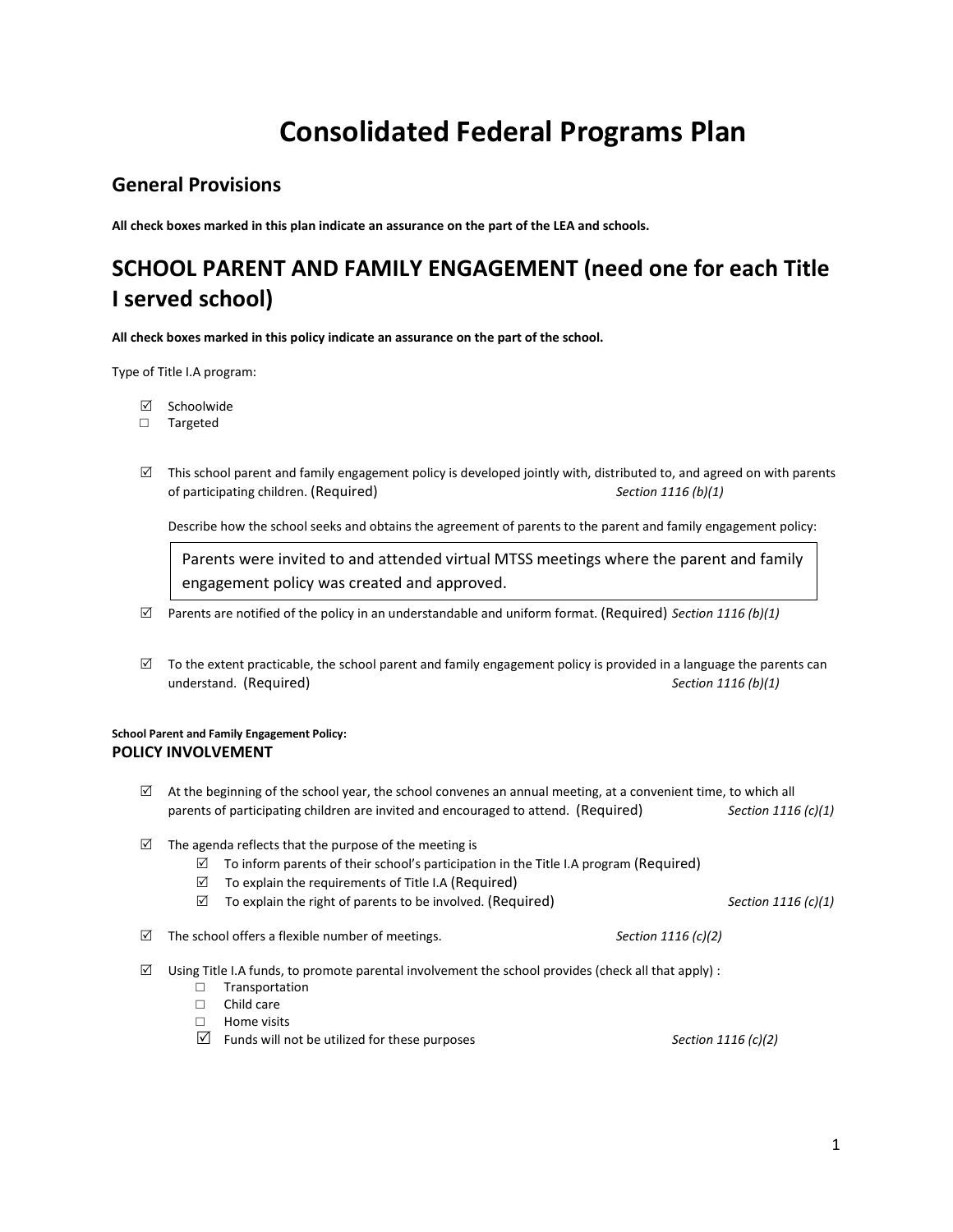# Consolidated Federal Programs Plan

## General Provisions

**All check boxes marked in this plan indicate an assurance on the part of the LEA and schools.**

# SCHOOL PARENT AND FAMILY ENGAGEMENT (need one for each Title I served school)

**All check boxes marked in this policy indicate an assurance on the part of the school.**

Type of Title I.A program:

- ☑ Schoolwide
- □ Targeted

☑ This school parent and family engagement policy is developed jointly with, distributed to, and agreed on with parents of participating children. (Required) *Section 1116 (b)(1)*

Describe how the school seeks and obtains the agreement of parents to the parent and family engagement policy:

> Parents were invited to and attended virtual MTSS meetings where the parent and family engagement policy was created and approved.

☑ Parents are notified of the policy in an understandable and uniform format. (Required) *Section 1116 (b)(1)*

☑ To the extent practicable, the school parent and family engagement policy is provided in a language the parents can understand. (Required) *Section 1116 (b)(1)*

**School Parent and Family Engagement Policy:**

**POLICY INVOLVEMENT**

☑ At the beginning of the school year, the school convenes an annual meeting, at a convenient time, to which all parents of participating children are invited and encouraged to attend. (Required) *Section 1116 (c)(1)*

☑ The agenda reflects that the purpose of the meeting is

- ☑ To inform parents of their school's participation in the Title I.A program (Required)
- ☑ To explain the requirements of Title I.A (Required)
- ☑ To explain the right of parents to be involved. (Required) *Section 1116 (c)(1)*

☑ The school offers a flexible number of meetings. *Section 1116 (c)(2)*

☑ Using Title I.A funds, to promote parental involvement the school provides (check all that apply) :

- □ Transportation
- □ Child care
- □ Home visits
- ☑ Funds will not be utilized for these purposes *Section 1116 (c)(2)*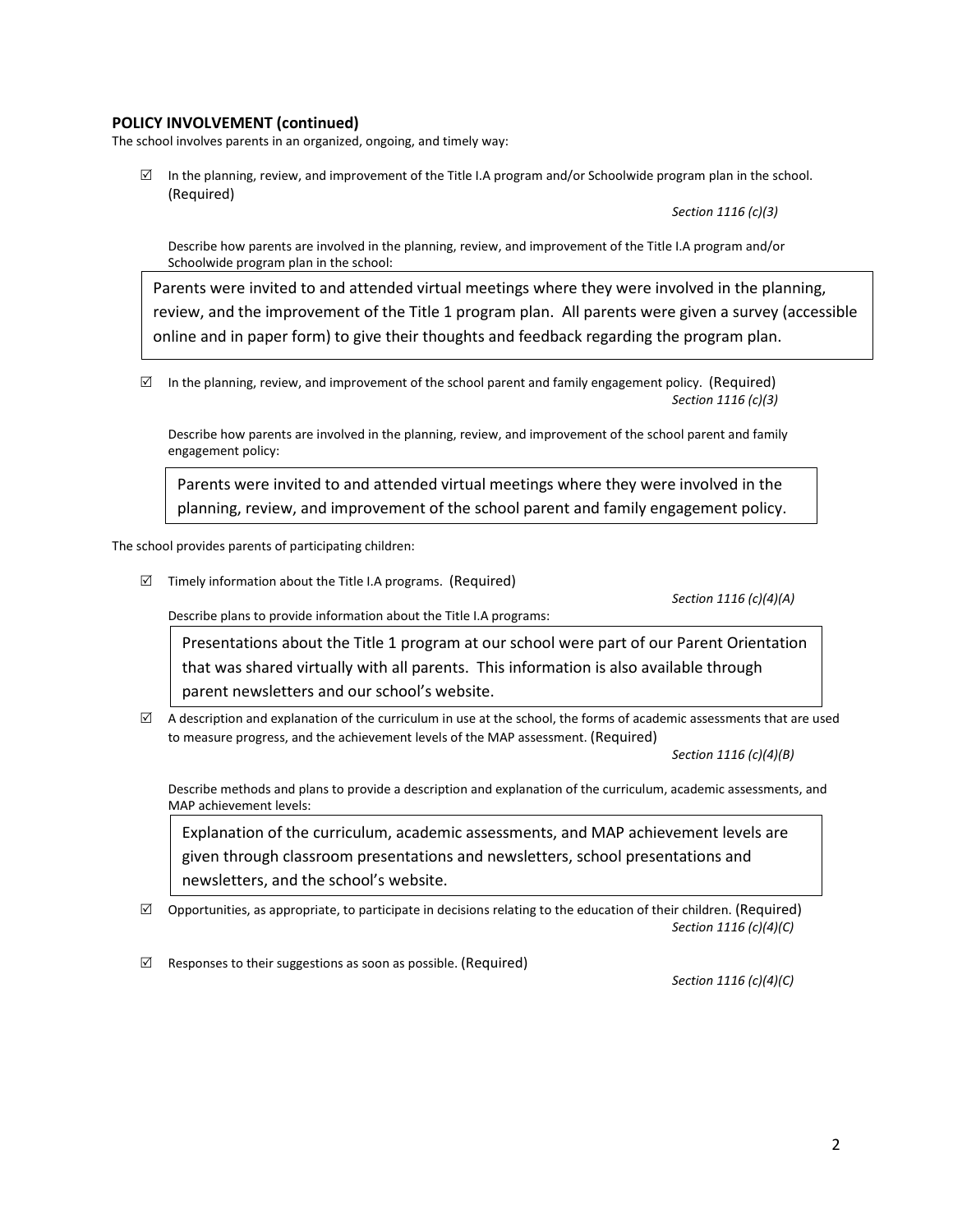**POLICY INVOLVEMENT (continued)**

The school involves parents in an organized, ongoing, and timely way:

- ☑ In the planning, review, and improvement of the Title I.A program and/or Schoolwide program plan in the school. (Required)

  *Section 1116 (c)(3)*

  Describe how parents are involved in the planning, review, and improvement of the Title I.A program and/or Schoolwide program plan in the school:

  > Parents were invited to and attended virtual meetings where they were involved in the planning, review, and the improvement of the Title 1 program plan. All parents were given a survey (accessible online and in paper form) to give their thoughts and feedback regarding the program plan.

- ☑ In the planning, review, and improvement of the school parent and family engagement policy. (Required)

  *Section 1116 (c)(3)*

  Describe how parents are involved in the planning, review, and improvement of the school parent and family engagement policy:

  > Parents were invited to and attended virtual meetings where they were involved in the planning, review, and improvement of the school parent and family engagement policy.

The school provides parents of participating children:

- ☑ Timely information about the Title I.A programs. (Required)

  *Section 1116 (c)(4)(A)*

  Describe plans to provide information about the Title I.A programs:

  > Presentations about the Title 1 program at our school were part of our Parent Orientation that was shared virtually with all parents. This information is also available through parent newsletters and our school's website.

- ☑ A description and explanation of the curriculum in use at the school, the forms of academic assessments that are used to measure progress, and the achievement levels of the MAP assessment. (Required)

  *Section 1116 (c)(4)(B)*

  Describe methods and plans to provide a description and explanation of the curriculum, academic assessments, and MAP achievement levels:

  > Explanation of the curriculum, academic assessments, and MAP achievement levels are given through classroom presentations and newsletters, school presentations and newsletters, and the school's website.

- ☑ Opportunities, as appropriate, to participate in decisions relating to the education of their children. (Required)

  *Section 1116 (c)(4)(C)*

- ☑ Responses to their suggestions as soon as possible. (Required)

  *Section 1116 (c)(4)(C)*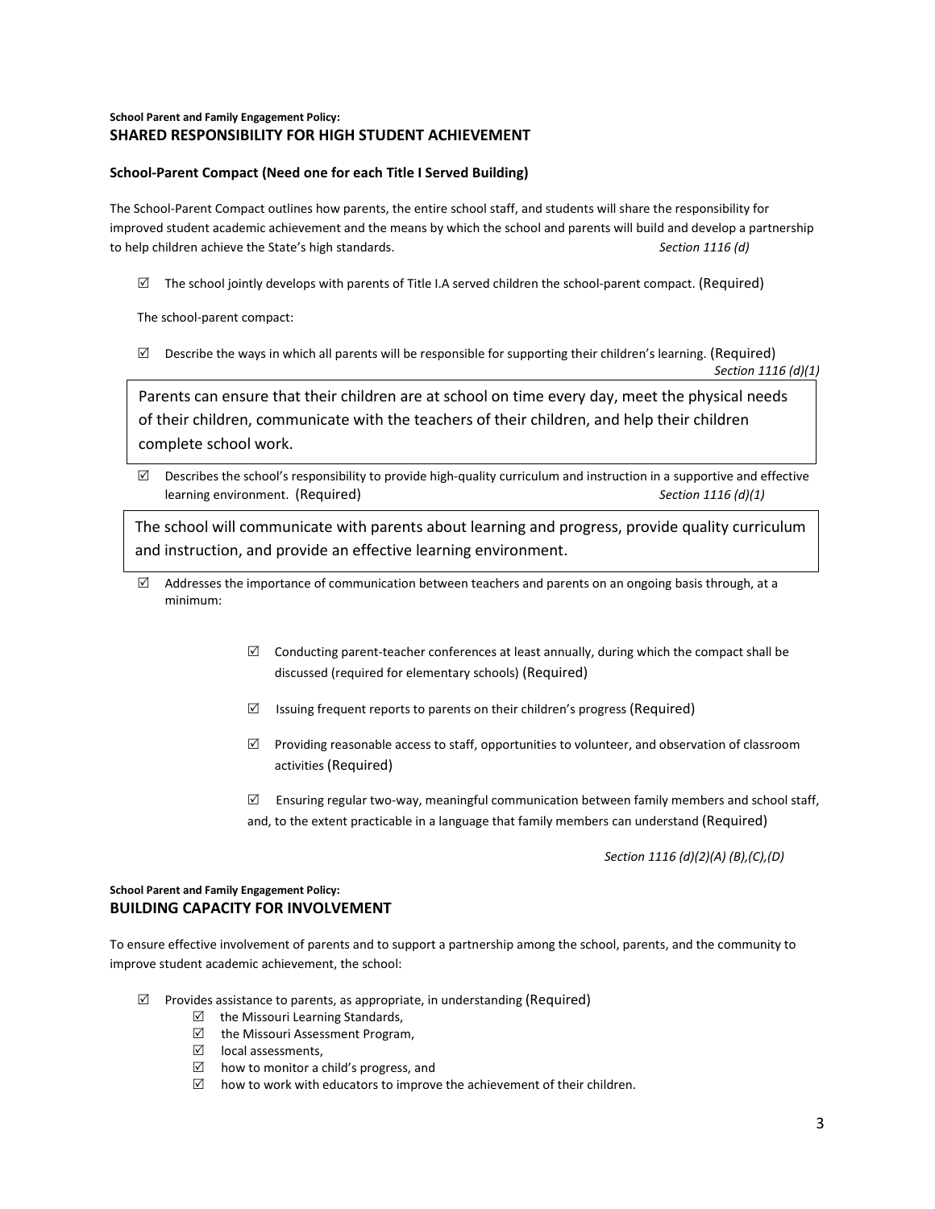**School Parent and Family Engagement Policy:**

## SHARED RESPONSIBILITY FOR HIGH STUDENT ACHIEVEMENT

### School-Parent Compact (Need one for each Title I Served Building)

The School-Parent Compact outlines how parents, the entire school staff, and students will share the responsibility for improved student academic achievement and the means by which the school and parents will build and develop a partnership to help children achieve the State's high standards. *Section 1116 (d)*

☑ The school jointly develops with parents of Title I.A served children the school-parent compact. (Required)

The school-parent compact:

☑ Describe the ways in which all parents will be responsible for supporting their children's learning. (Required) *Section 1116 (d)(1)*

> Parents can ensure that their children are at school on time every day, meet the physical needs of their children, communicate with the teachers of their children, and help their children complete school work.

☑ Describes the school's responsibility to provide high-quality curriculum and instruction in a supportive and effective learning environment. (Required) *Section 1116 (d)(1)*

> The school will communicate with parents about learning and progress, provide quality curriculum and instruction, and provide an effective learning environment.

☑ Addresses the importance of communication between teachers and parents on an ongoing basis through, at a minimum:

- ☑ Conducting parent-teacher conferences at least annually, during which the compact shall be discussed (required for elementary schools) (Required)
- ☑ Issuing frequent reports to parents on their children's progress (Required)
- ☑ Providing reasonable access to staff, opportunities to volunteer, and observation of classroom activities (Required)
- ☑ Ensuring regular two-way, meaningful communication between family members and school staff, and, to the extent practicable in a language that family members can understand (Required)

*Section 1116 (d)(2)(A) (B),(C),(D)*

**School Parent and Family Engagement Policy:**

## BUILDING CAPACITY FOR INVOLVEMENT

To ensure effective involvement of parents and to support a partnership among the school, parents, and the community to improve student academic achievement, the school:

☑ Provides assistance to parents, as appropriate, in understanding (Required)
- ☑ the Missouri Learning Standards,
- ☑ the Missouri Assessment Program,
- ☑ local assessments,
- ☑ how to monitor a child's progress, and
- ☑ how to work with educators to improve the achievement of their children.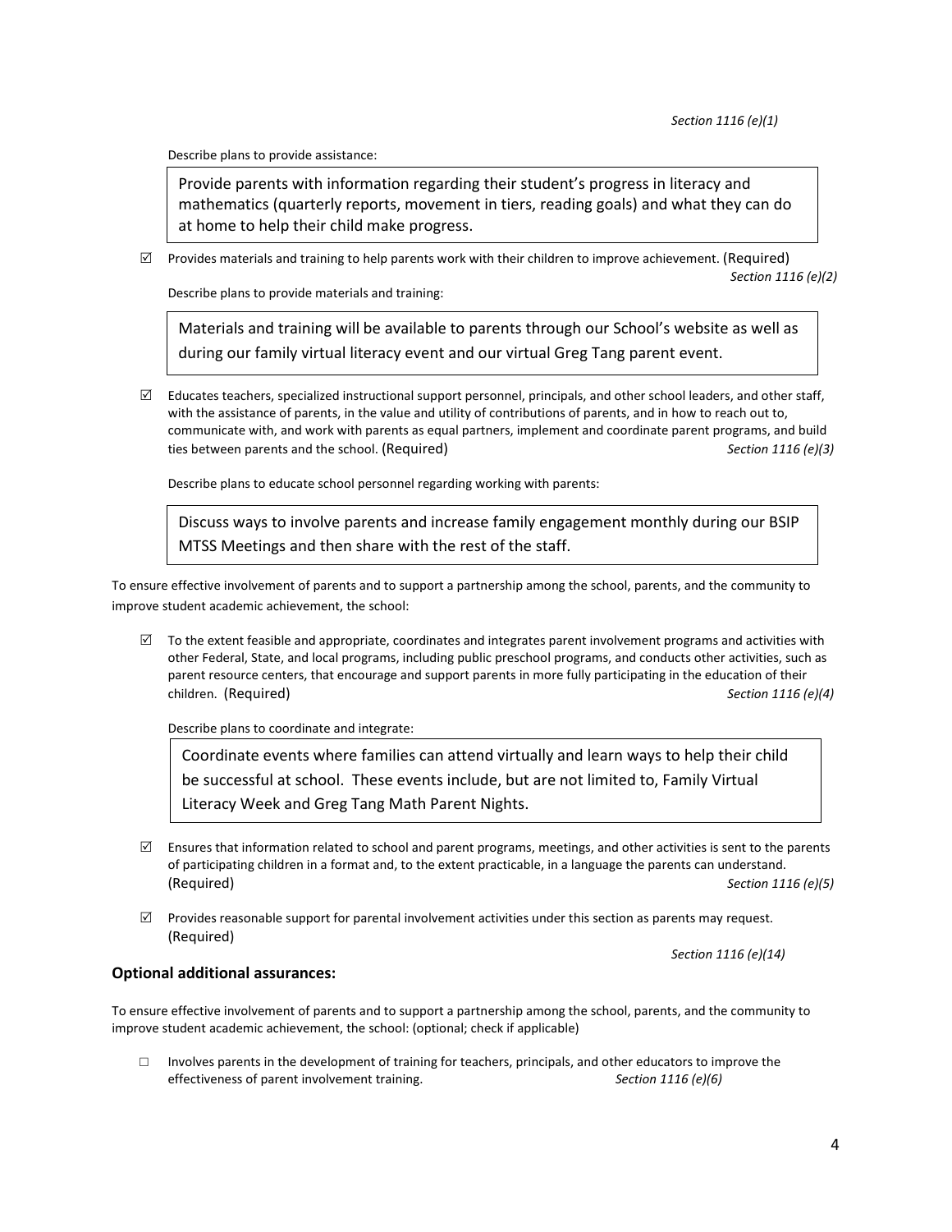*Section 1116 (e)(1)*

Describe plans to provide assistance:

> Provide parents with information regarding their student's progress in literacy and mathematics (quarterly reports, movement in tiers, reading goals) and what they can do at home to help their child make progress.

☑ Provides materials and training to help parents work with their children to improve achievement. (Required) *Section 1116 (e)(2)*

Describe plans to provide materials and training:

> Materials and training will be available to parents through our School's website as well as during our family virtual literacy event and our virtual Greg Tang parent event.

☑ Educates teachers, specialized instructional support personnel, principals, and other school leaders, and other staff, with the assistance of parents, in the value and utility of contributions of parents, and in how to reach out to, communicate with, and work with parents as equal partners, implement and coordinate parent programs, and build ties between parents and the school. (Required) *Section 1116 (e)(3)*

Describe plans to educate school personnel regarding working with parents:

> Discuss ways to involve parents and increase family engagement monthly during our BSIP MTSS Meetings and then share with the rest of the staff.

To ensure effective involvement of parents and to support a partnership among the school, parents, and the community to improve student academic achievement, the school:

☑ To the extent feasible and appropriate, coordinates and integrates parent involvement programs and activities with other Federal, State, and local programs, including public preschool programs, and conducts other activities, such as parent resource centers, that encourage and support parents in more fully participating in the education of their children. (Required) *Section 1116 (e)(4)*

Describe plans to coordinate and integrate:

> Coordinate events where families can attend virtually and learn ways to help their child be successful at school. These events include, but are not limited to, Family Virtual Literacy Week and Greg Tang Math Parent Nights.

☑ Ensures that information related to school and parent programs, meetings, and other activities is sent to the parents of participating children in a format and, to the extent practicable, in a language the parents can understand. (Required) *Section 1116 (e)(5)*

☑ Provides reasonable support for parental involvement activities under this section as parents may request. (Required) *Section 1116 (e)(14)*

### Optional additional assurances:

To ensure effective involvement of parents and to support a partnership among the school, parents, and the community to improve student academic achievement, the school: (optional; check if applicable)

☐ Involves parents in the development of training for teachers, principals, and other educators to improve the effectiveness of parent involvement training. *Section 1116 (e)(6)*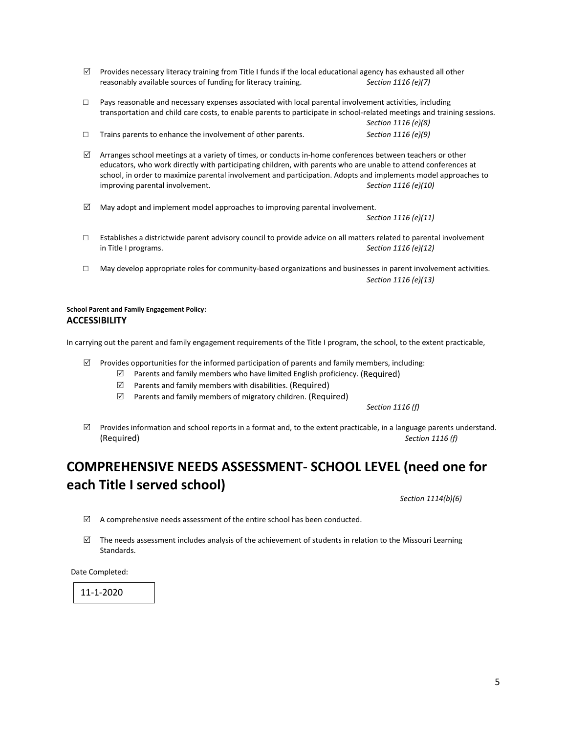- ☑ Provides necessary literacy training from Title I funds if the local educational agency has exhausted all other reasonably available sources of funding for literacy training. *Section 1116 (e)(7)*

- ☐ Pays reasonable and necessary expenses associated with local parental involvement activities, including transportation and child care costs, to enable parents to participate in school-related meetings and training sessions. *Section 1116 (e)(8)*

- ☐ Trains parents to enhance the involvement of other parents. *Section 1116 (e)(9)*

- ☑ Arranges school meetings at a variety of times, or conducts in-home conferences between teachers or other educators, who work directly with participating children, with parents who are unable to attend conferences at school, in order to maximize parental involvement and participation. Adopts and implements model approaches to improving parental involvement. *Section 1116 (e)(10)*

- ☑ May adopt and implement model approaches to improving parental involvement. *Section 1116 (e)(11)*

- ☐ Establishes a districtwide parent advisory council to provide advice on all matters related to parental involvement in Title I programs. *Section 1116 (e)(12)*

- ☐ May develop appropriate roles for community-based organizations and businesses in parent involvement activities. *Section 1116 (e)(13)*

**School Parent and Family Engagement Policy:**
**ACCESSIBILITY**

In carrying out the parent and family engagement requirements of the Title I program, the school, to the extent practicable,

- ☑ Provides opportunities for the informed participation of parents and family members, including:
  - ☑ Parents and family members who have limited English proficiency. (Required)
  - ☑ Parents and family members with disabilities. (Required)
  - ☑ Parents and family members of migratory children. (Required)

  *Section 1116 (f)*

- ☑ Provides information and school reports in a format and, to the extent practicable, in a language parents understand. (Required) *Section 1116 (f)*

# COMPREHENSIVE NEEDS ASSESSMENT- SCHOOL LEVEL (need one for each Title I served school)

*Section 1114(b)(6)*

- ☑ A comprehensive needs assessment of the entire school has been conducted.

- ☑ The needs assessment includes analysis of the achievement of students in relation to the Missouri Learning Standards.

Date Completed:

11-1-2020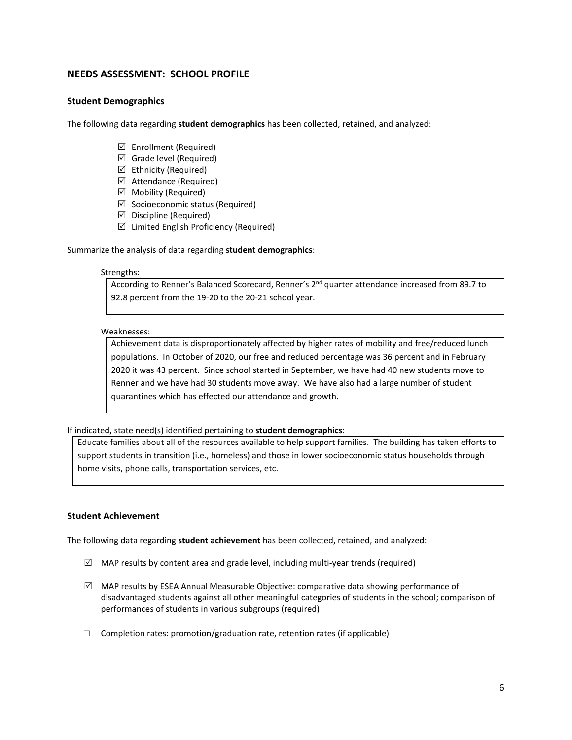## NEEDS ASSESSMENT: SCHOOL PROFILE

### Student Demographics

The following data regarding **student demographics** has been collected, retained, and analyzed:

- ☑ Enrollment (Required)
- ☑ Grade level (Required)
- ☑ Ethnicity (Required)
- ☑ Attendance (Required)
- ☑ Mobility (Required)
- ☑ Socioeconomic status (Required)
- ☑ Discipline (Required)
- ☑ Limited English Proficiency (Required)

Summarize the analysis of data regarding **student demographics**:

Strengths:

According to Renner's Balanced Scorecard, Renner's 2nd quarter attendance increased from 89.7 to 92.8 percent from the 19-20 to the 20-21 school year.

Weaknesses:

Achievement data is disproportionately affected by higher rates of mobility and free/reduced lunch populations. In October of 2020, our free and reduced percentage was 36 percent and in February 2020 it was 43 percent. Since school started in September, we have had 40 new students move to Renner and we have had 30 students move away. We have also had a large number of student quarantines which has effected our attendance and growth.

If indicated, state need(s) identified pertaining to **student demographics**:

Educate families about all of the resources available to help support families. The building has taken efforts to support students in transition (i.e., homeless) and those in lower socioeconomic status households through home visits, phone calls, transportation services, etc.

### Student Achievement

The following data regarding **student achievement** has been collected, retained, and analyzed:

- ☑ MAP results by content area and grade level, including multi-year trends (required)
- ☑ MAP results by ESEA Annual Measurable Objective: comparative data showing performance of disadvantaged students against all other meaningful categories of students in the school; comparison of performances of students in various subgroups (required)
- ☐ Completion rates: promotion/graduation rate, retention rates (if applicable)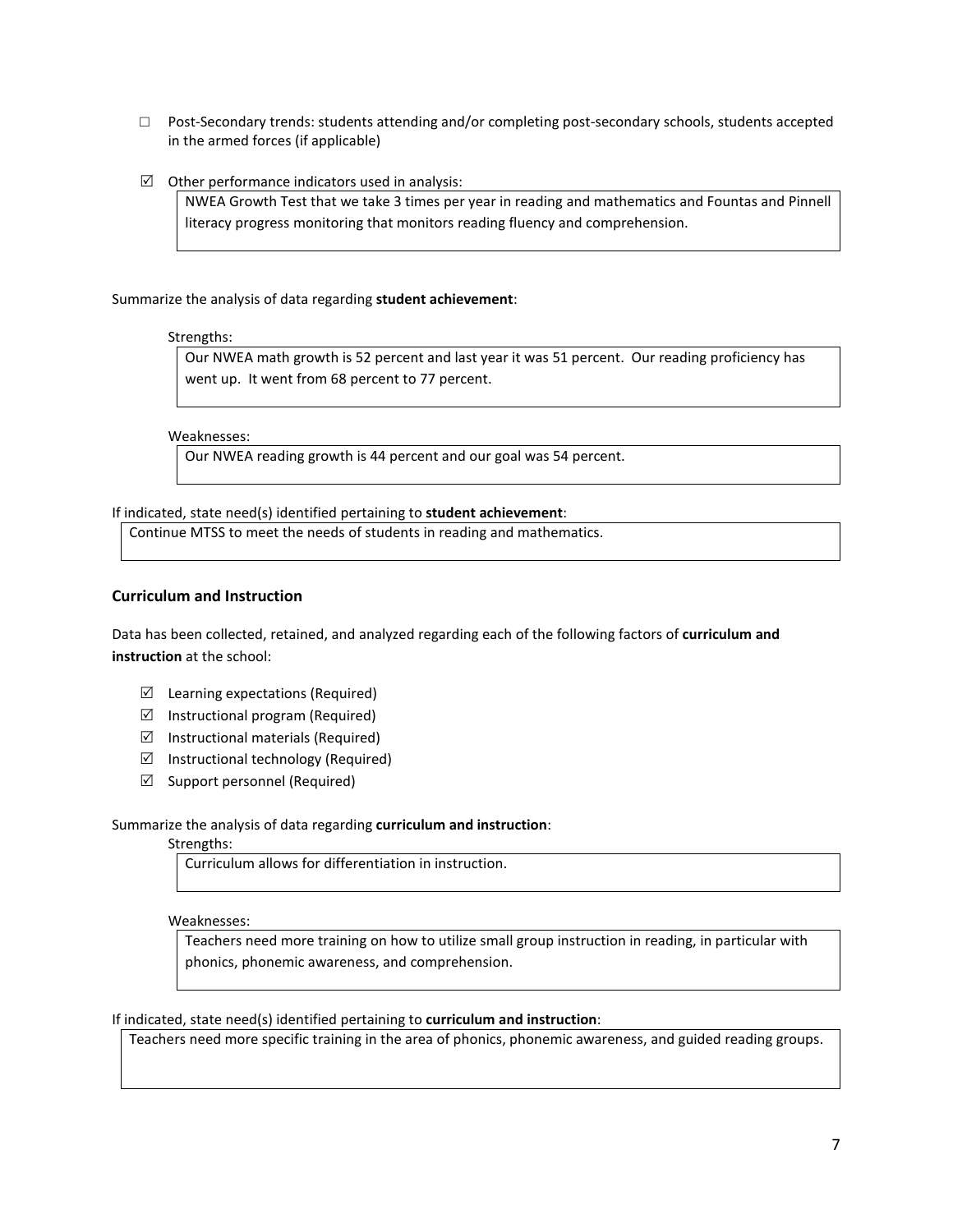☐ Post-Secondary trends: students attending and/or completing post-secondary schools, students accepted in the armed forces (if applicable)

☑ Other performance indicators used in analysis:

NWEA Growth Test that we take 3 times per year in reading and mathematics and Fountas and Pinnell literacy progress monitoring that monitors reading fluency and comprehension.

Summarize the analysis of data regarding **student achievement**:

Strengths:

Our NWEA math growth is 52 percent and last year it was 51 percent. Our reading proficiency has went up. It went from 68 percent to 77 percent.

Weaknesses:

Our NWEA reading growth is 44 percent and our goal was 54 percent.

If indicated, state need(s) identified pertaining to **student achievement**:

Continue MTSS to meet the needs of students in reading and mathematics.

### Curriculum and Instruction

Data has been collected, retained, and analyzed regarding each of the following factors of **curriculum and instruction** at the school:

☑ Learning expectations (Required)
☑ Instructional program (Required)
☑ Instructional materials (Required)
☑ Instructional technology (Required)
☑ Support personnel (Required)

Summarize the analysis of data regarding **curriculum and instruction**:

Strengths:

Curriculum allows for differentiation in instruction.

Weaknesses:

Teachers need more training on how to utilize small group instruction in reading, in particular with phonics, phonemic awareness, and comprehension.

If indicated, state need(s) identified pertaining to **curriculum and instruction**:

Teachers need more specific training in the area of phonics, phonemic awareness, and guided reading groups.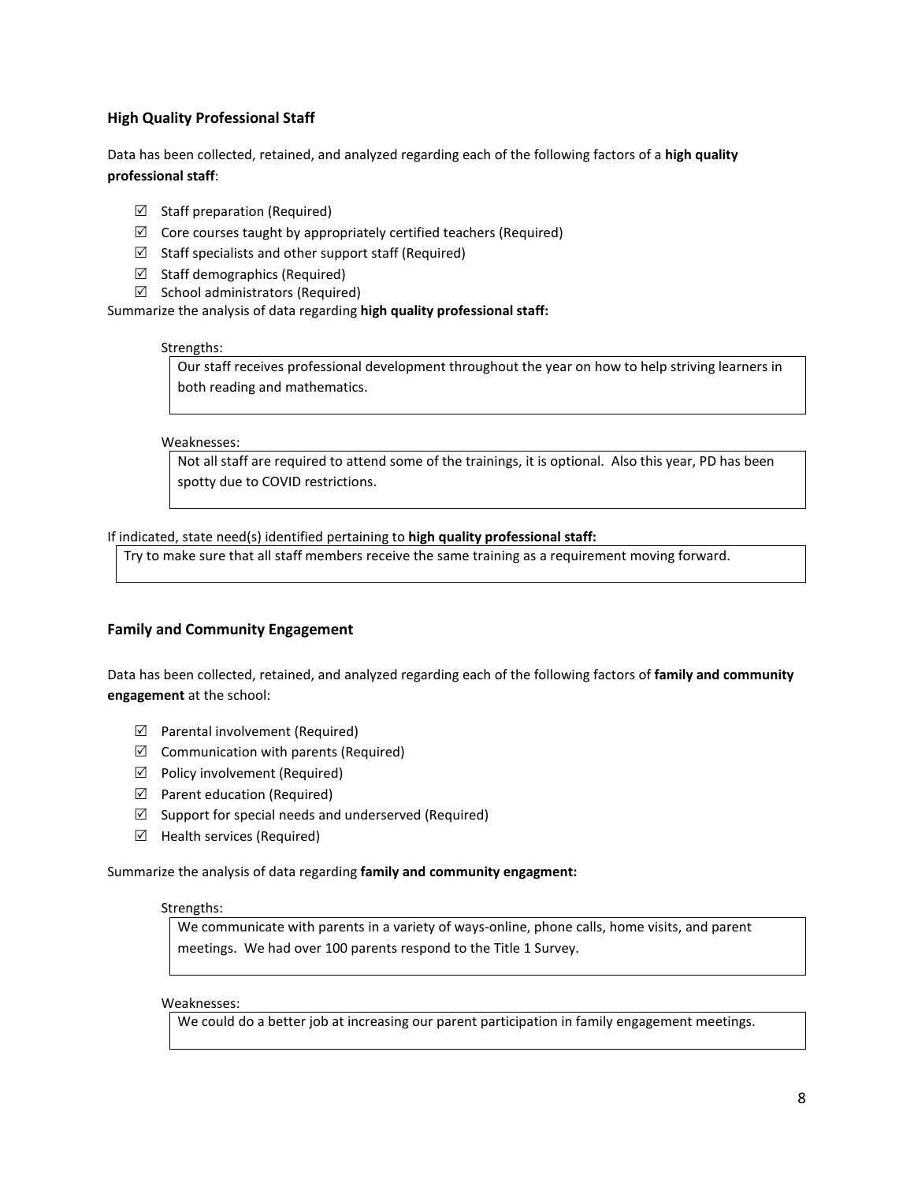### High Quality Professional Staff

Data has been collected, retained, and analyzed regarding each of the following factors of a **high quality professional staff**:

- ☑ Staff preparation (Required)
- ☑ Core courses taught by appropriately certified teachers (Required)
- ☑ Staff specialists and other support staff (Required)
- ☑ Staff demographics (Required)
- ☑ School administrators (Required)

Summarize the analysis of data regarding **high quality professional staff:**

Strengths:

Our staff receives professional development throughout the year on how to help striving learners in both reading and mathematics.

Weaknesses:

Not all staff are required to attend some of the trainings, it is optional. Also this year, PD has been spotty due to COVID restrictions.

If indicated, state need(s) identified pertaining to **high quality professional staff:**

Try to make sure that all staff members receive the same training as a requirement moving forward.

### Family and Community Engagement

Data has been collected, retained, and analyzed regarding each of the following factors of **family and community engagement** at the school:

- ☑ Parental involvement (Required)
- ☑ Communication with parents (Required)
- ☑ Policy involvement (Required)
- ☑ Parent education (Required)
- ☑ Support for special needs and underserved (Required)
- ☑ Health services (Required)

Summarize the analysis of data regarding **family and community engagment:**

Strengths:

We communicate with parents in a variety of ways-online, phone calls, home visits, and parent meetings. We had over 100 parents respond to the Title 1 Survey.

Weaknesses:

We could do a better job at increasing our parent participation in family engagement meetings.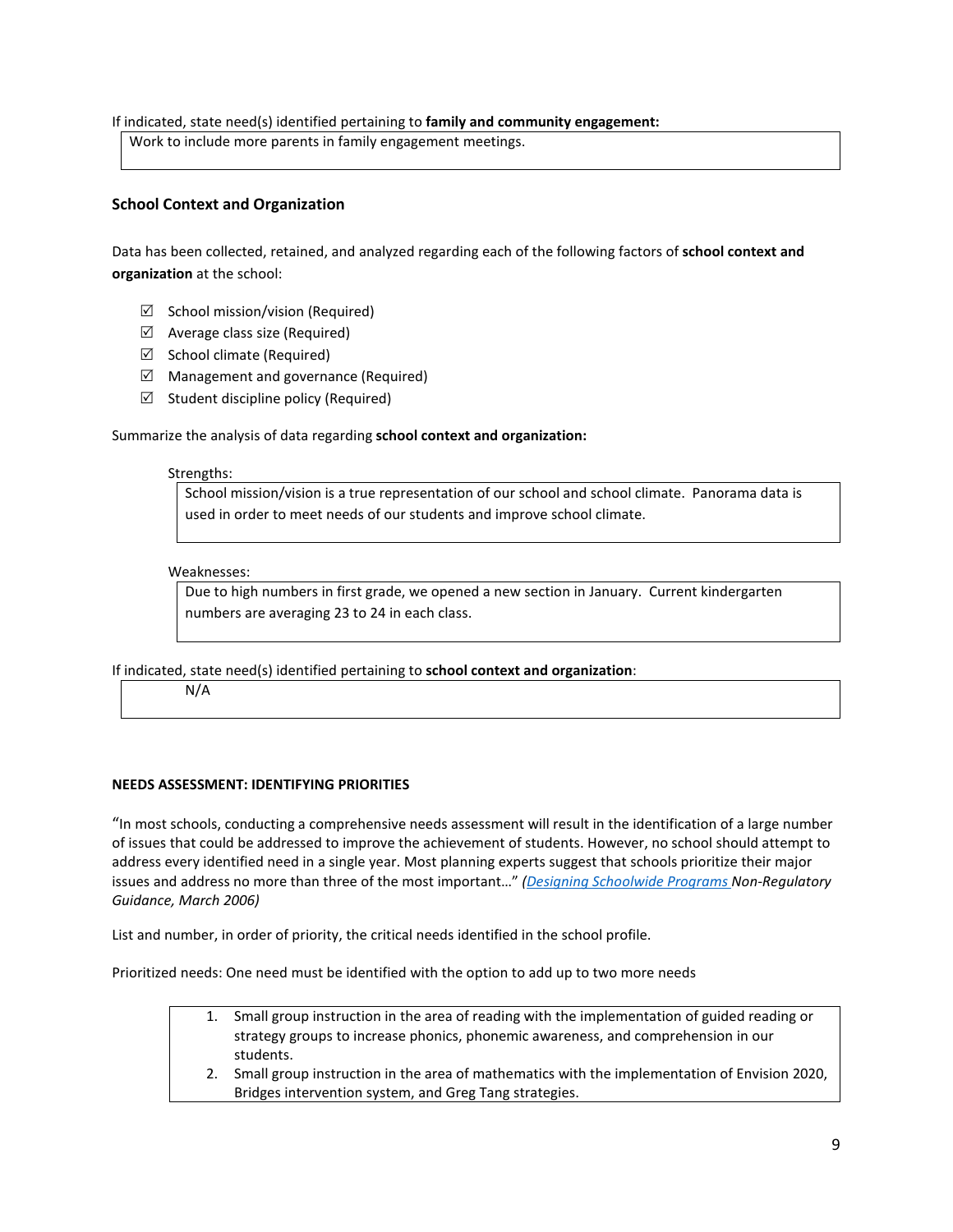If indicated, state need(s) identified pertaining to **family and community engagement:**

| Work to include more parents in family engagement meetings. |
|---|

### School Context and Organization

Data has been collected, retained, and analyzed regarding each of the following factors of **school context and organization** at the school:

- ☑ School mission/vision (Required)
- ☑ Average class size (Required)
- ☑ School climate (Required)
- ☑ Management and governance (Required)
- ☑ Student discipline policy (Required)

Summarize the analysis of data regarding **school context and organization:**

Strengths:

| School mission/vision is a true representation of our school and school climate. Panorama data is used in order to meet needs of our students and improve school climate. |
|---|

Weaknesses:

| Due to high numbers in first grade, we opened a new section in January. Current kindergarten numbers are averaging 23 to 24 in each class. |
|---|

If indicated, state need(s) identified pertaining to **school context and organization**:

| N/A |
|---|

**NEEDS ASSESSMENT: IDENTIFYING PRIORITIES**

"In most schools, conducting a comprehensive needs assessment will result in the identification of a large number of issues that could be addressed to improve the achievement of students. However, no school should attempt to address every identified need in a single year. Most planning experts suggest that schools prioritize their major issues and address no more than three of the most important…" *(Designing Schoolwide Programs Non-Regulatory Guidance, March 2006)*

List and number, in order of priority, the critical needs identified in the school profile.

Prioritized needs: One need must be identified with the option to add up to two more needs

1. Small group instruction in the area of reading with the implementation of guided reading or strategy groups to increase phonics, phonemic awareness, and comprehension in our students.
2. Small group instruction in the area of mathematics with the implementation of Envision 2020, Bridges intervention system, and Greg Tang strategies.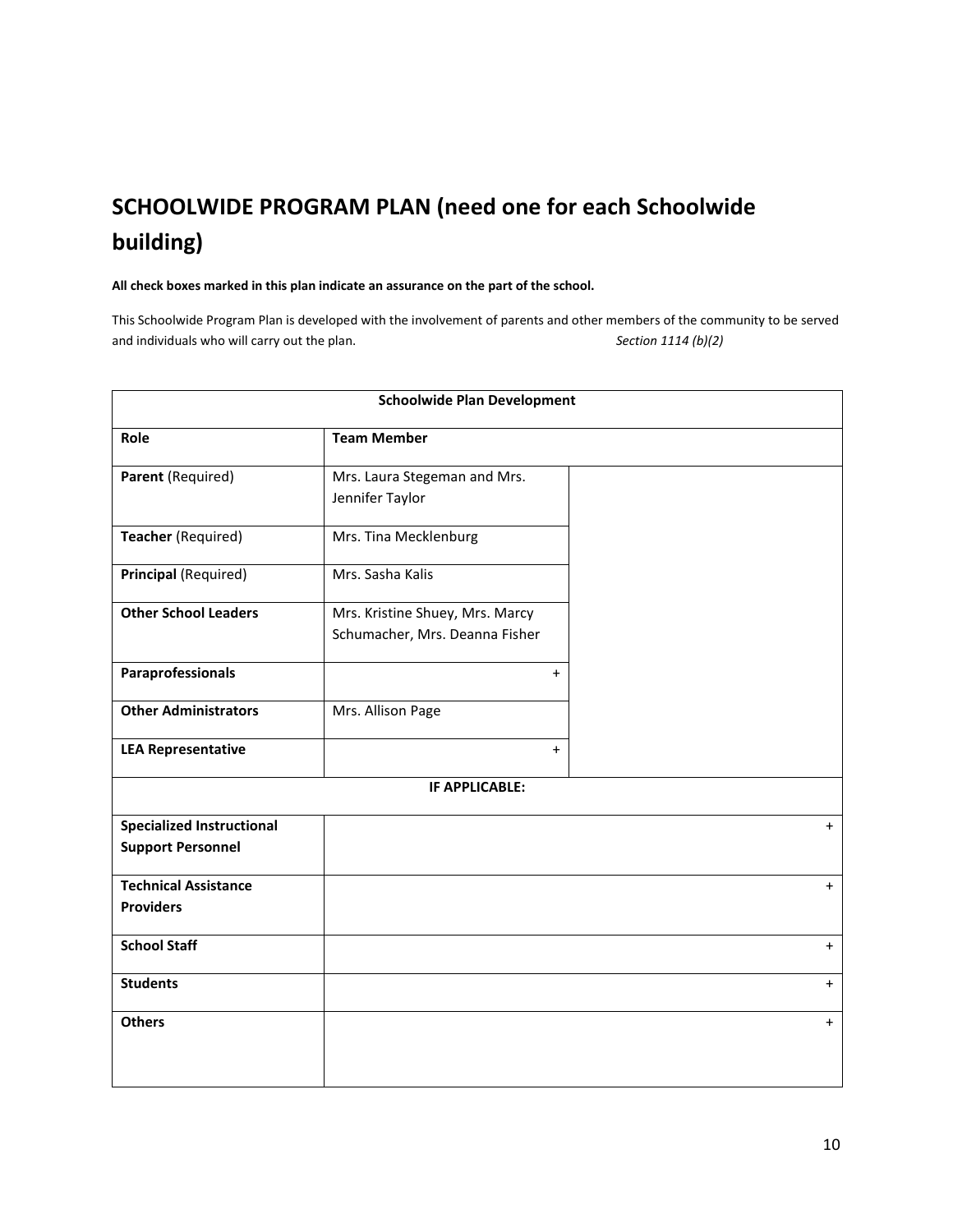# SCHOOLWIDE PROGRAM PLAN (need one for each Schoolwide building)

**All check boxes marked in this plan indicate an assurance on the part of the school.**

This Schoolwide Program Plan is developed with the involvement of parents and other members of the community to be served and individuals who will carry out the plan. *Section 1114 (b)(2)*

| Schoolwide Plan Development | | |
|---|---|---|
| **Role** | **Team Member** | |
| **Parent** (Required) | Mrs. Laura Stegeman and Mrs. Jennifer Taylor | |
| **Teacher** (Required) | Mrs. Tina Mecklenburg | |
| **Principal** (Required) | Mrs. Sasha Kalis | |
| **Other School Leaders** | Mrs. Kristine Shuey, Mrs. Marcy Schumacher, Mrs. Deanna Fisher | |
| **Paraprofessionals** | + | |
| **Other Administrators** | Mrs. Allison Page | |
| **LEA Representative** | + | |
| **IF APPLICABLE:** | | |
| **Specialized Instructional Support Personnel** | + | |
| **Technical Assistance Providers** | + | |
| **School Staff** | + | |
| **Students** | + | |
| **Others** | + | |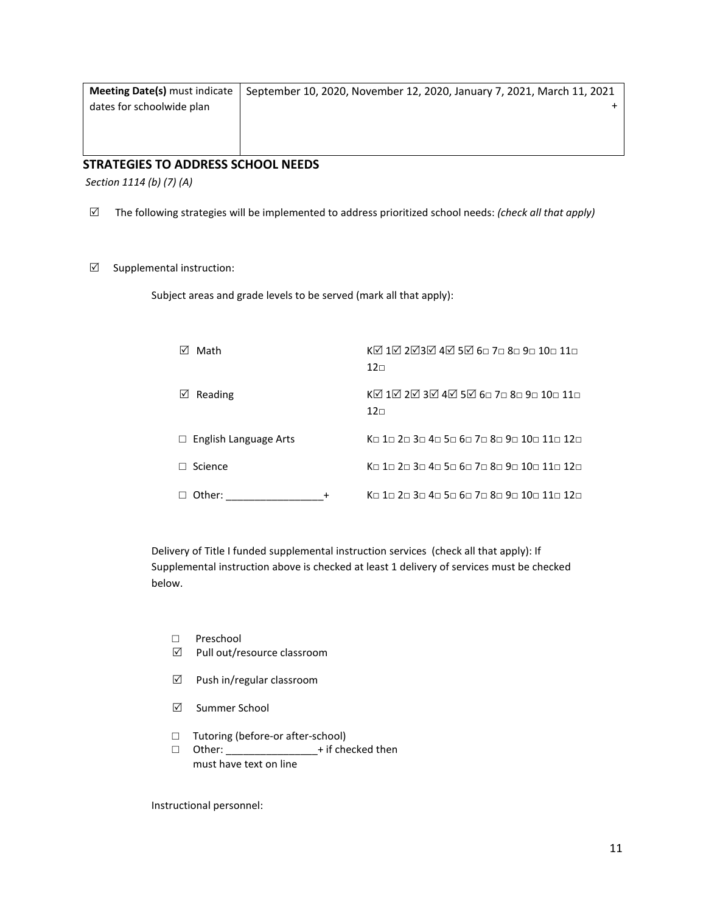| Meeting Date(s) must indicate dates for schoolwide plan | September 10, 2020, November 12, 2020, January 7, 2021, March 11, 2021 + |
|---|---|

## STRATEGIES TO ADDRESS SCHOOL NEEDS

*Section 1114 (b) (7) (A)*

☑ The following strategies will be implemented to address prioritized school needs: *(check all that apply)*

☑ Supplemental instruction:

Subject areas and grade levels to be served (mark all that apply):

| | |
|---|---|
| ☑ Math | K☑ 1☑ 2☑3☑ 4☑ 5☑ 6□ 7□ 8□ 9□ 10□ 11□ 12□ |
| ☑ Reading | K☑ 1☑ 2☑ 3☑ 4☑ 5☑ 6□ 7□ 8□ 9□ 10□ 11□ 12□ |
| □ English Language Arts | K□ 1□ 2□ 3□ 4□ 5□ 6□ 7□ 8□ 9□ 10□ 11□ 12□ |
| □ Science | K□ 1□ 2□ 3□ 4□ 5□ 6□ 7□ 8□ 9□ 10□ 11□ 12□ |
| □ Other: _________________+ | K□ 1□ 2□ 3□ 4□ 5□ 6□ 7□ 8□ 9□ 10□ 11□ 12□ |

Delivery of Title I funded supplemental instruction services (check all that apply): If Supplemental instruction above is checked at least 1 delivery of services must be checked below.

□ Preschool
☑ Pull out/resource classroom

☑ Push in/regular classroom

☑ Summer School

□ Tutoring (before-or after-school)
□ Other: ________________+ if checked then must have text on line

Instructional personnel: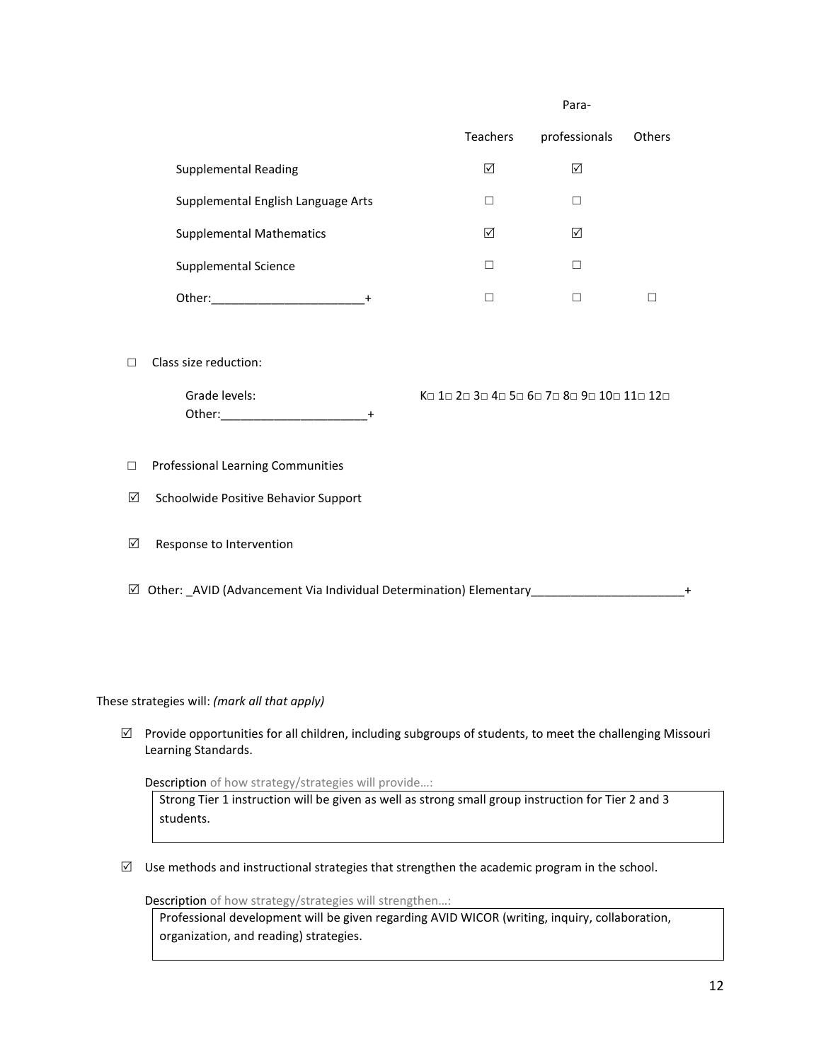| | Teachers | Para-professionals | Others |
|---|---|---|---|
| Supplemental Reading | ☑ | ☑ | |
| Supplemental English Language Arts | ☐ | ☐ | |
| Supplemental Mathematics | ☑ | ☑ | |
| Supplemental Science | ☐ | ☐ | |
| Other:_______________________+ | ☐ | ☐ | ☐ |

☐ Class size reduction:

Grade levels: K☐ 1☐ 2☐ 3☐ 4☐ 5☐ 6☐ 7☐ 8☐ 9☐ 10☐ 11☐ 12☐
Other:______________________+

☐ Professional Learning Communities

☑ Schoolwide Positive Behavior Support

☑ Response to Intervention

☑ Other: _AVID (Advancement Via Individual Determination) Elementary_______________________+

These strategies will: *(mark all that apply)*

☑ Provide opportunities for all children, including subgroups of students, to meet the challenging Missouri Learning Standards.

Description of how strategy/strategies will provide…:

Strong Tier 1 instruction will be given as well as strong small group instruction for Tier 2 and 3 students.

☑ Use methods and instructional strategies that strengthen the academic program in the school.

Description of how strategy/strategies will strengthen…:

Professional development will be given regarding AVID WICOR (writing, inquiry, collaboration, organization, and reading) strategies.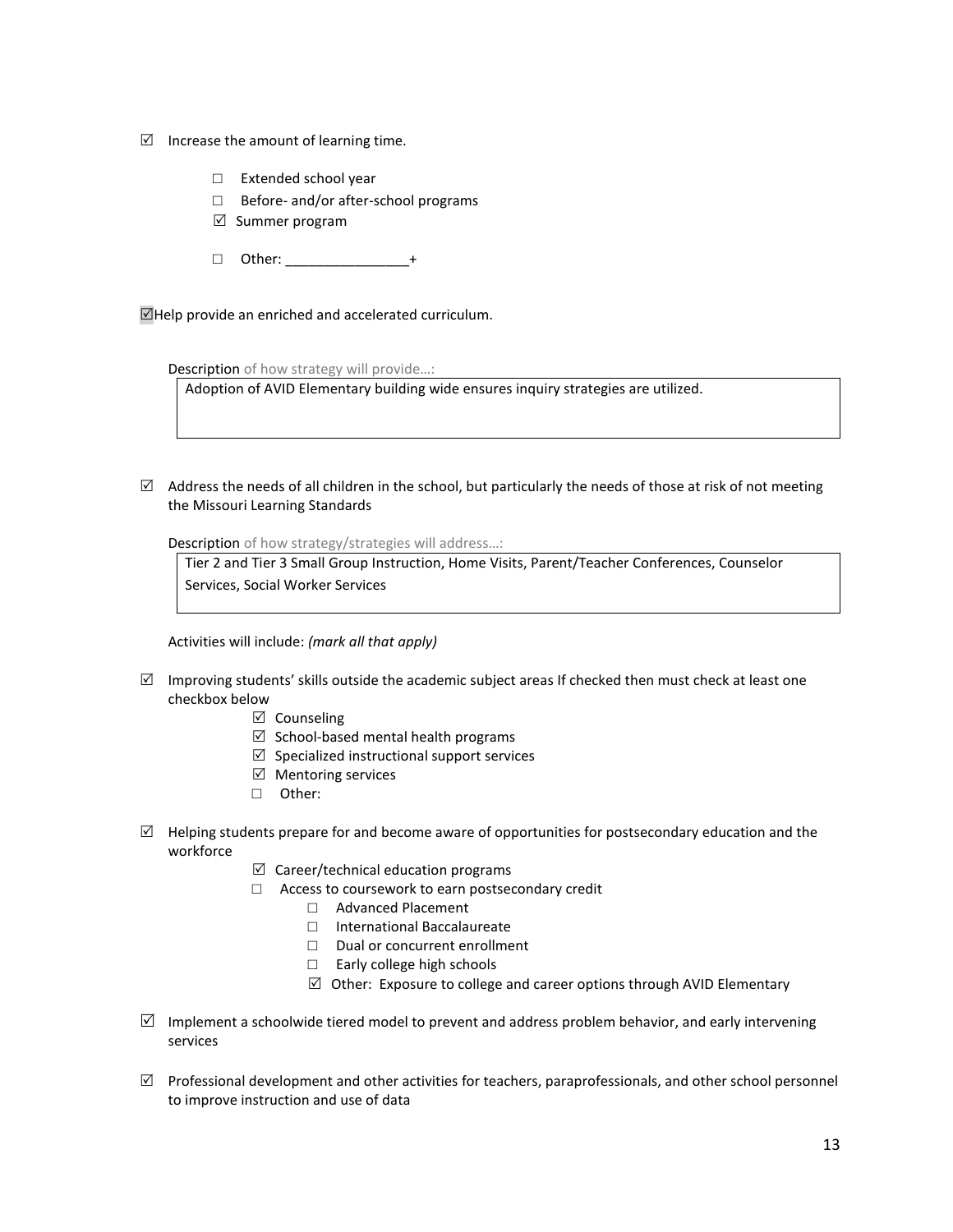☑ Increase the amount of learning time.

- ☐ Extended school year
- ☐ Before- and/or after-school programs
- ☑ Summer program
- ☐ Other: ________________+

☑Help provide an enriched and accelerated curriculum.

Description of how strategy will provide…:

| Adoption of AVID Elementary building wide ensures inquiry strategies are utilized. |
|---|

☑ Address the needs of all children in the school, but particularly the needs of those at risk of not meeting the Missouri Learning Standards

Description of how strategy/strategies will address…:

| Tier 2 and Tier 3 Small Group Instruction, Home Visits, Parent/Teacher Conferences, Counselor Services, Social Worker Services |
|---|

Activities will include: *(mark all that apply)*

☑ Improving students' skills outside the academic subject areas If checked then must check at least one checkbox below

- ☑ Counseling
- ☑ School-based mental health programs
- ☑ Specialized instructional support services
- ☑ Mentoring services
- ☐ Other:

☑ Helping students prepare for and become aware of opportunities for postsecondary education and the workforce

- ☑ Career/technical education programs
- ☐ Access to coursework to earn postsecondary credit
  - ☐ Advanced Placement
  - ☐ International Baccalaureate
  - ☐ Dual or concurrent enrollment
  - ☐ Early college high schools
  - ☑ Other: Exposure to college and career options through AVID Elementary

☑ Implement a schoolwide tiered model to prevent and address problem behavior, and early intervening services

☑ Professional development and other activities for teachers, paraprofessionals, and other school personnel to improve instruction and use of data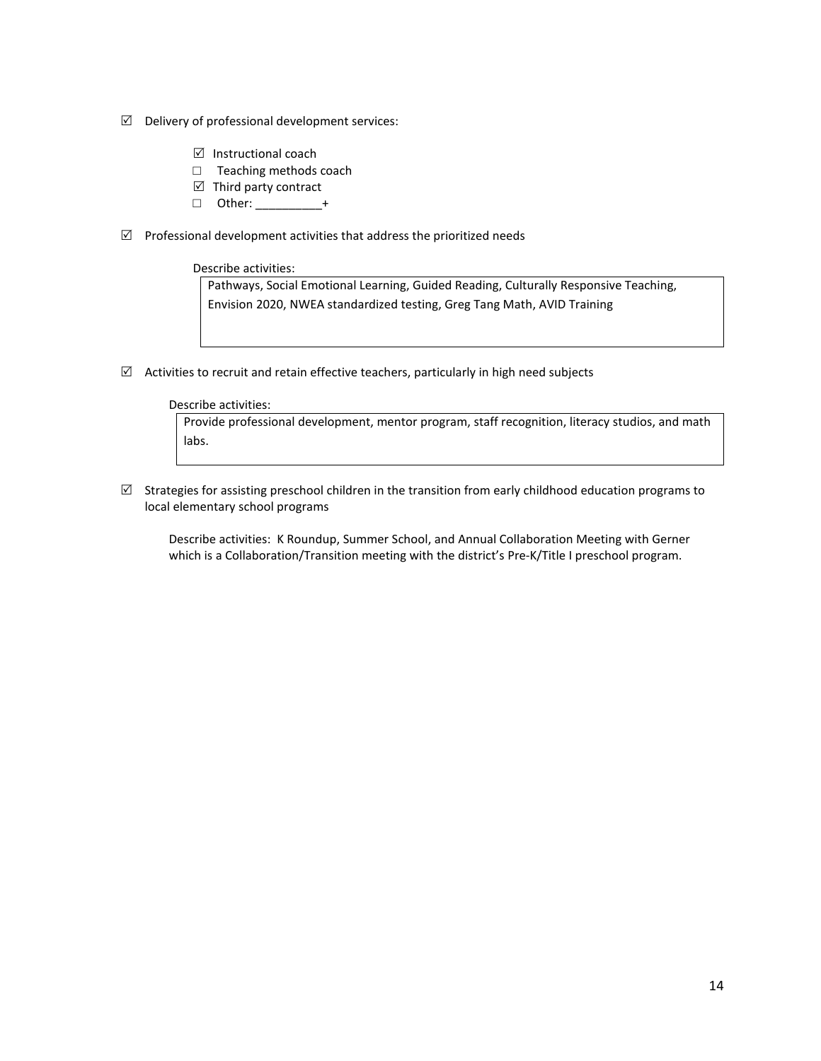- ☑ Delivery of professional development services:

  - ☑ Instructional coach
  - ☐ Teaching methods coach
  - ☑ Third party contract
  - ☐ Other: __________+

- ☑ Professional development activities that address the prioritized needs

  Describe activities:

  Pathways, Social Emotional Learning, Guided Reading, Culturally Responsive Teaching, Envision 2020, NWEA standardized testing, Greg Tang Math, AVID Training

- ☑ Activities to recruit and retain effective teachers, particularly in high need subjects

  Describe activities:

  Provide professional development, mentor program, staff recognition, literacy studios, and math labs.

- ☑ Strategies for assisting preschool children in the transition from early childhood education programs to local elementary school programs

  Describe activities: K Roundup, Summer School, and Annual Collaboration Meeting with Gerner which is a Collaboration/Transition meeting with the district's Pre-K/Title I preschool program.